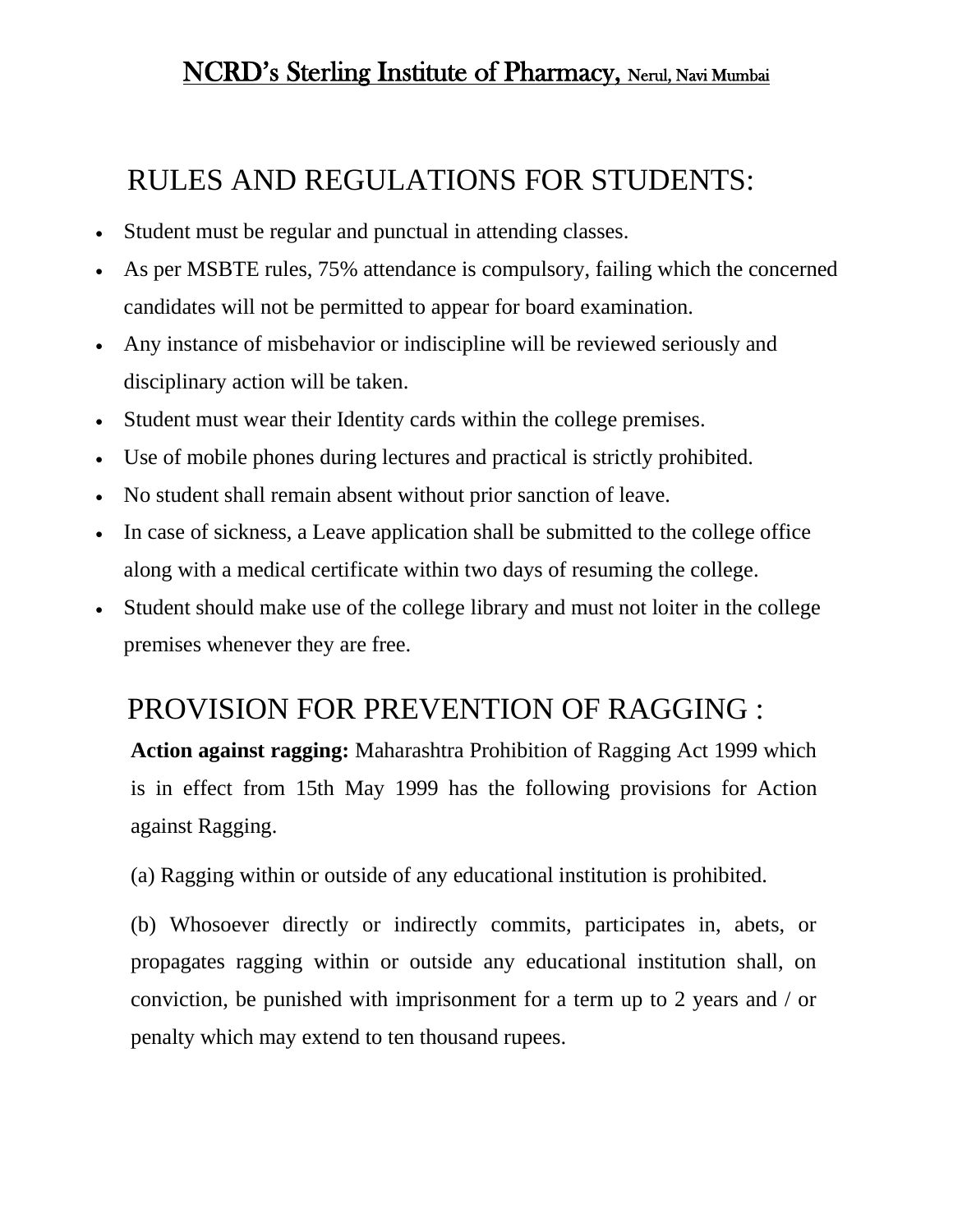# NCRD's Sterling Institute of Pharmacy, Nerul, Navi Mumbai

## RULES AND REGULATIONS FOR STUDENTS:

- Student must be regular and punctual in attending classes.
- As per MSBTE rules, 75% attendance is compulsory, failing which the concerned candidates will not be permitted to appear for board examination.
- Any instance of misbehavior or indiscipline will be reviewed seriously and disciplinary action will be taken.
- Student must wear their Identity cards within the college premises.
- Use of mobile phones during lectures and practical is strictly prohibited.
- No student shall remain absent without prior sanction of leave.
- In case of sickness, a Leave application shall be submitted to the college office along with a medical certificate within two days of resuming the college.
- Student should make use of the college library and must not loiter in the college premises whenever they are free.

## PROVISION FOR PREVENTION OF RAGGING :

**Action against ragging:** Maharashtra Prohibition of Ragging Act 1999 which is in effect from 15th May 1999 has the following provisions for Action against Ragging.

(a) Ragging within or outside of any educational institution is prohibited.

(b) Whosoever directly or indirectly commits, participates in, abets, or propagates ragging within or outside any educational institution shall, on conviction, be punished with imprisonment for a term up to 2 years and / or penalty which may extend to ten thousand rupees.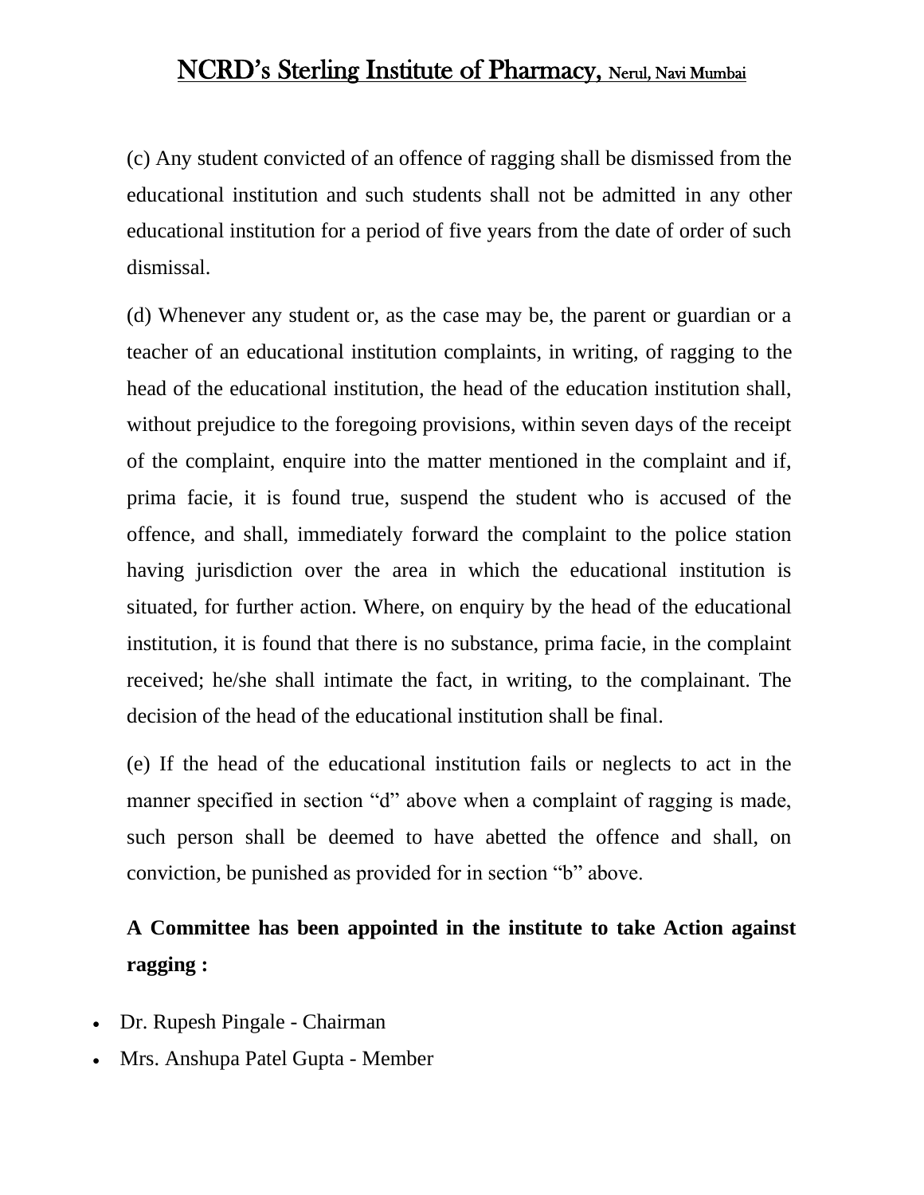(c) Any student convicted of an offence of ragging shall be dismissed from the educational institution and such students shall not be admitted in any other educational institution for a period of five years from the date of order of such dismissal.

(d) Whenever any student or, as the case may be, the parent or guardian or a teacher of an educational institution complaints, in writing, of ragging to the head of the educational institution, the head of the education institution shall, without prejudice to the foregoing provisions, within seven days of the receipt of the complaint, enquire into the matter mentioned in the complaint and if, prima facie, it is found true, suspend the student who is accused of the offence, and shall, immediately forward the complaint to the police station having jurisdiction over the area in which the educational institution is situated, for further action. Where, on enquiry by the head of the educational institution, it is found that there is no substance, prima facie, in the complaint received; he/she shall intimate the fact, in writing, to the complainant. The decision of the head of the educational institution shall be final.

(e) If the head of the educational institution fails or neglects to act in the manner specified in section “d” above when a complaint of ragging is made, such person shall be deemed to have abetted the offence and shall, on conviction, be punished as provided for in section “b” above.

**A Committee has been appointed in the institute to take Action against ragging :**

- Dr. Rupesh Pingale - Chairman
- Mrs. Anshupa Patel Gupta - Member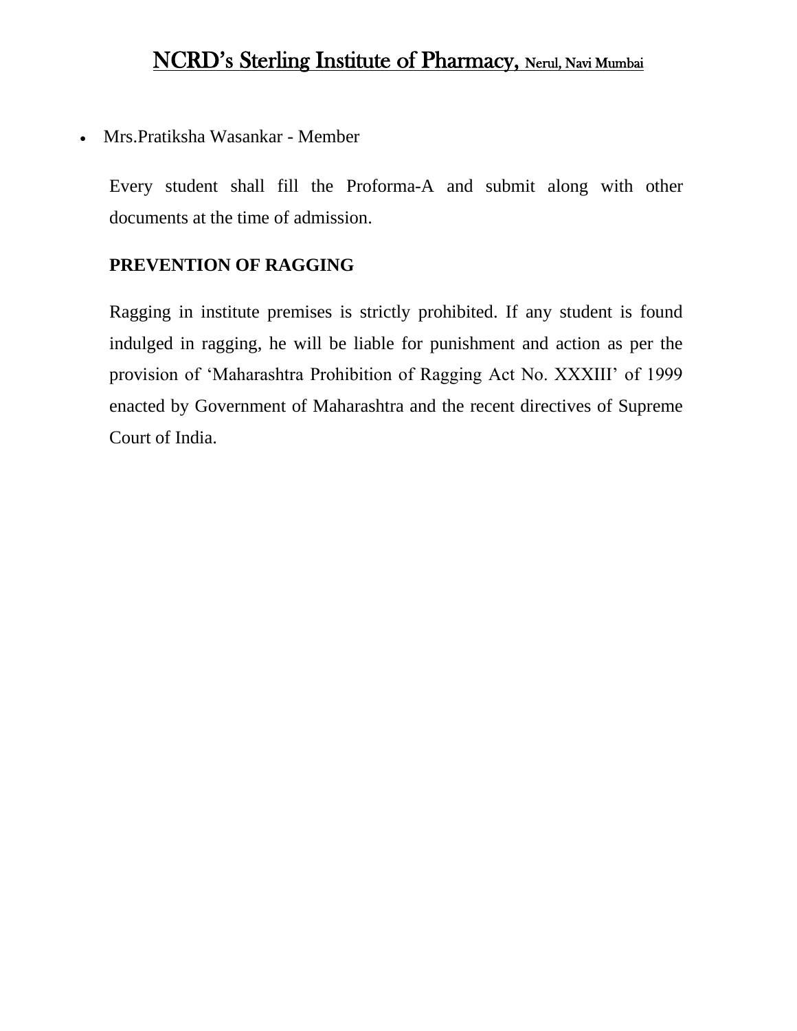- Mrs.Pratiksha Wasankar - Member

Every student shall fill the Proforma-A and submit along with other documents at the time of admission.

**PREVENTION OF RAGGING**

Ragging in institute premises is strictly prohibited. If any student is found indulged in ragging, he will be liable for punishment and action as per the provision of 'Maharashtra Prohibition of Ragging Act No. XXXIII' of 1999 enacted by Government of Maharashtra and the recent directives of Supreme Court of India.